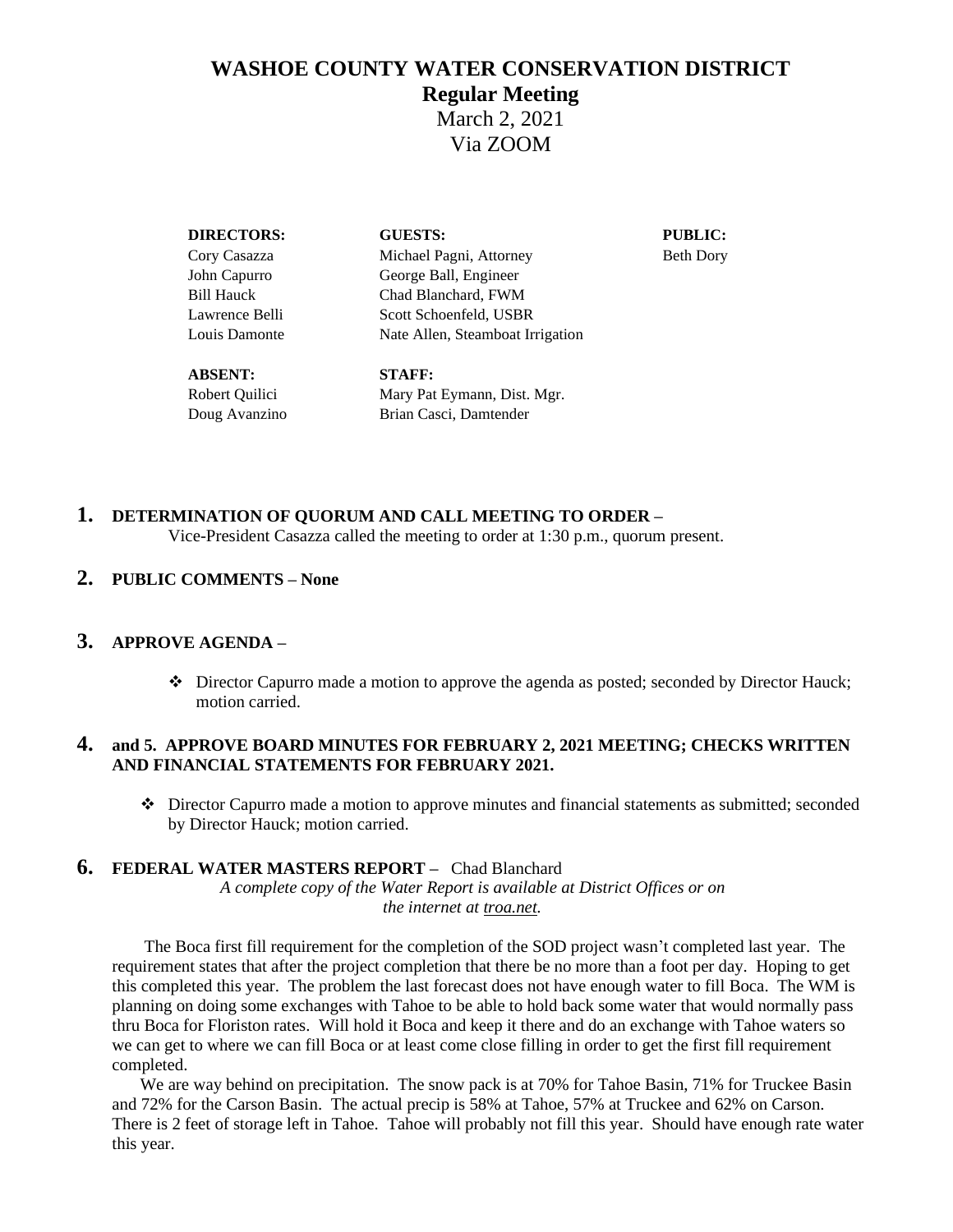# WASHOE COUNTY WATER CONSERVATION DISTRICT

## Regular Meeting

March 2, 2021

Via ZOOM

| DIRECTORS: | GUESTS: | PUBLIC: |
|---|---|---|
| Cory Casazza | Michael Pagni, Attorney | Beth Dory |
| John Capurro | George Ball, Engineer | |
| Bill Hauck | Chad Blanchard, FWM | |
| Lawrence Belli | Scott Schoenfeld, USBR | |
| Louis Damonte | Nate Allen, Steamboat Irrigation | |
| **ABSENT:** | **STAFF:** | |
| Robert Quilici | Mary Pat Eymann, Dist. Mgr. | |
| Doug Avanzino | Brian Casci, Damtender | |

**1. DETERMINATION OF QUORUM AND CALL MEETING TO ORDER –**

Vice-President Casazza called the meeting to order at 1:30 p.m., quorum present.

**2. PUBLIC COMMENTS – None**

**3. APPROVE AGENDA –**

- ❖ Director Capurro made a motion to approve the agenda as posted; seconded by Director Hauck; motion carried.

**4. and 5. APPROVE BOARD MINUTES FOR FEBRUARY 2, 2021 MEETING; CHECKS WRITTEN AND FINANCIAL STATEMENTS FOR FEBRUARY 2021.**

- ❖ Director Capurro made a motion to approve minutes and financial statements as submitted; seconded by Director Hauck; motion carried.

**6. FEDERAL WATER MASTERS REPORT –** Chad Blanchard

*A complete copy of the Water Report is available at District Offices or on the internet at troa.net.*

The Boca first fill requirement for the completion of the SOD project wasn't completed last year. The requirement states that after the project completion that there be no more than a foot per day. Hoping to get this completed this year. The problem the last forecast does not have enough water to fill Boca. The WM is planning on doing some exchanges with Tahoe to be able to hold back some water that would normally pass thru Boca for Floriston rates. Will hold it Boca and keep it there and do an exchange with Tahoe waters so we can get to where we can fill Boca or at least come close filling in order to get the first fill requirement completed.

We are way behind on precipitation. The snow pack is at 70% for Tahoe Basin, 71% for Truckee Basin and 72% for the Carson Basin. The actual precip is 58% at Tahoe, 57% at Truckee and 62% on Carson. There is 2 feet of storage left in Tahoe. Tahoe will probably not fill this year. Should have enough rate water this year.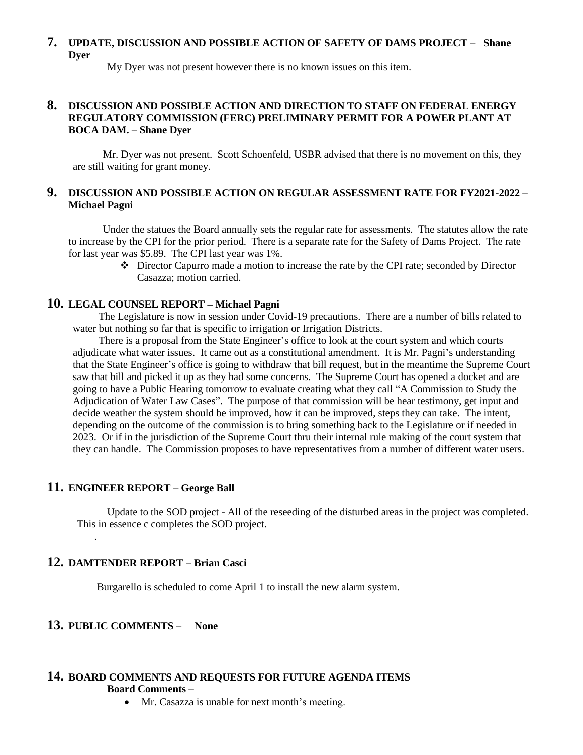**7. UPDATE, DISCUSSION AND POSSIBLE ACTION OF SAFETY OF DAMS PROJECT – Shane Dyer**

My Dyer was not present however there is no known issues on this item.

**8. DISCUSSION AND POSSIBLE ACTION AND DIRECTION TO STAFF ON FEDERAL ENERGY REGULATORY COMMISSION (FERC) PRELIMINARY PERMIT FOR A POWER PLANT AT BOCA DAM. – Shane Dyer**

Mr. Dyer was not present. Scott Schoenfeld, USBR advised that there is no movement on this, they are still waiting for grant money.

**9. DISCUSSION AND POSSIBLE ACTION ON REGULAR ASSESSMENT RATE FOR FY2021-2022 – Michael Pagni**

Under the statues the Board annually sets the regular rate for assessments. The statutes allow the rate to increase by the CPI for the prior period. There is a separate rate for the Safety of Dams Project. The rate for last year was $5.89. The CPI last year was 1%.

- Director Capurro made a motion to increase the rate by the CPI rate; seconded by Director Casazza; motion carried.

**10. LEGAL COUNSEL REPORT – Michael Pagni**

The Legislature is now in session under Covid-19 precautions. There are a number of bills related to water but nothing so far that is specific to irrigation or Irrigation Districts.

There is a proposal from the State Engineer's office to look at the court system and which courts adjudicate what water issues. It came out as a constitutional amendment. It is Mr. Pagni's understanding that the State Engineer's office is going to withdraw that bill request, but in the meantime the Supreme Court saw that bill and picked it up as they had some concerns. The Supreme Court has opened a docket and are going to have a Public Hearing tomorrow to evaluate creating what they call "A Commission to Study the Adjudication of Water Law Cases". The purpose of that commission will be hear testimony, get input and decide weather the system should be improved, how it can be improved, steps they can take. The intent, depending on the outcome of the commission is to bring something back to the Legislature or if needed in 2023. Or if in the jurisdiction of the Supreme Court thru their internal rule making of the court system that they can handle. The Commission proposes to have representatives from a number of different water users.

**11. ENGINEER REPORT – George Ball**

Update to the SOD project - All of the reseeding of the disturbed areas in the project was completed. This in essence c completes the SOD project.

**12. DAMTENDER REPORT – Brian Casci**

Burgarello is scheduled to come April 1 to install the new alarm system.

**13. PUBLIC COMMENTS – None**

**14. BOARD COMMENTS AND REQUESTS FOR FUTURE AGENDA ITEMS**

**Board Comments –**

- Mr. Casazza is unable for next month's meeting.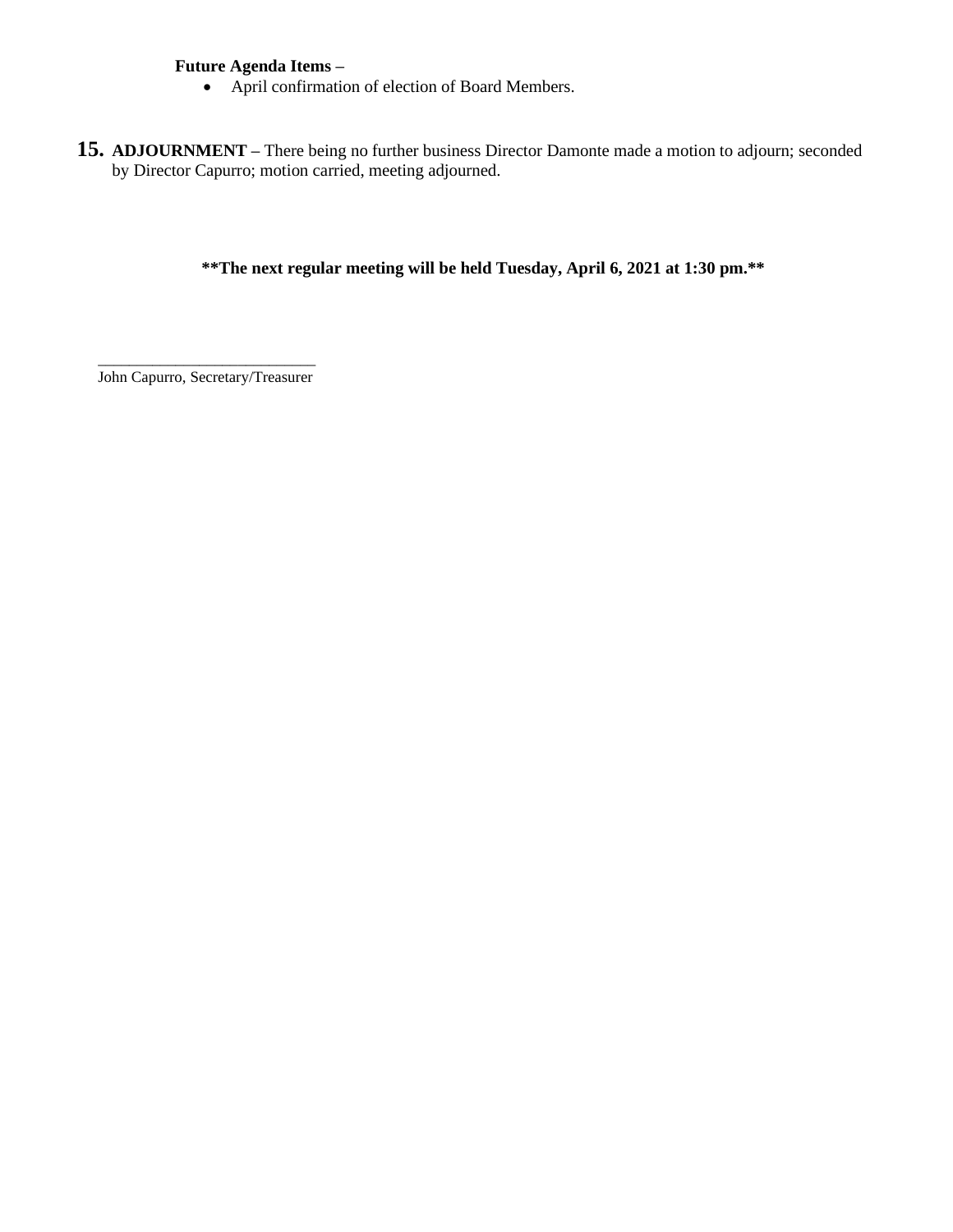**Future Agenda Items –**

- April confirmation of election of Board Members.

**15. ADJOURNMENT –** There being no further business Director Damonte made a motion to adjourn; seconded by Director Capurro; motion carried, meeting adjourned.

**\*\*The next regular meeting will be held Tuesday, April 6, 2021 at 1:30 pm.\*\***

___________________________
John Capurro, Secretary/Treasurer